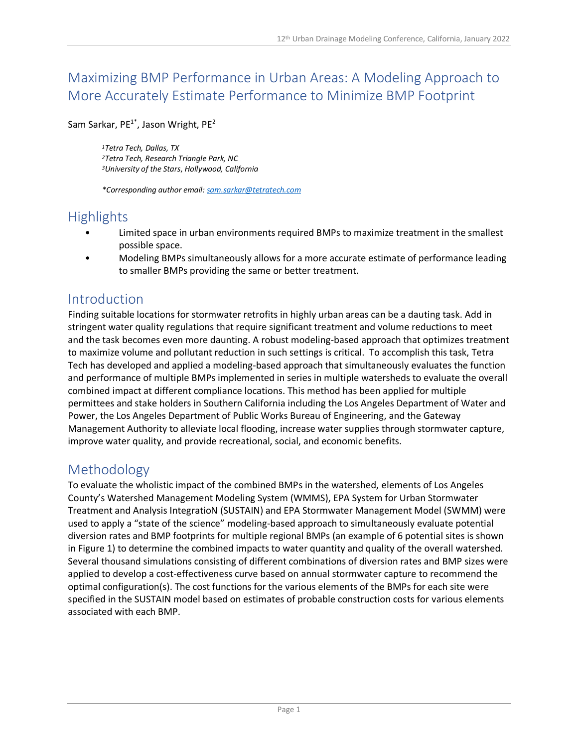# Maximizing BMP Performance in Urban Areas: A Modeling Approach to More Accurately Estimate Performance to Minimize BMP Footprint

Sam Sarkar, PE[1*], Jason Wright, PE[2]

*[1]Tetra Tech, Dallas, TX*
*[2]Tetra Tech, Research Triangle Park, NC*
*[3]University of the Stars, Hollywood, California*

*\*Corresponding author email: sam.sarkar@tetratech.com*

## Highlights

- Limited space in urban environments required BMPs to maximize treatment in the smallest possible space.
- Modeling BMPs simultaneously allows for a more accurate estimate of performance leading to smaller BMPs providing the same or better treatment.

## Introduction

Finding suitable locations for stormwater retrofits in highly urban areas can be a dauting task. Add in stringent water quality regulations that require significant treatment and volume reductions to meet and the task becomes even more daunting. A robust modeling-based approach that optimizes treatment to maximize volume and pollutant reduction in such settings is critical. To accomplish this task, Tetra Tech has developed and applied a modeling-based approach that simultaneously evaluates the function and performance of multiple BMPs implemented in series in multiple watersheds to evaluate the overall combined impact at different compliance locations. This method has been applied for multiple permittees and stake holders in Southern California including the Los Angeles Department of Water and Power, the Los Angeles Department of Public Works Bureau of Engineering, and the Gateway Management Authority to alleviate local flooding, increase water supplies through stormwater capture, improve water quality, and provide recreational, social, and economic benefits.

## Methodology

To evaluate the wholistic impact of the combined BMPs in the watershed, elements of Los Angeles County's Watershed Management Modeling System (WMMS), EPA System for Urban Stormwater Treatment and Analysis IntegratioN (SUSTAIN) and EPA Stormwater Management Model (SWMM) were used to apply a "state of the science" modeling-based approach to simultaneously evaluate potential diversion rates and BMP footprints for multiple regional BMPs (an example of 6 potential sites is shown in Figure 1) to determine the combined impacts to water quantity and quality of the overall watershed. Several thousand simulations consisting of different combinations of diversion rates and BMP sizes were applied to develop a cost-effectiveness curve based on annual stormwater capture to recommend the optimal configuration(s). The cost functions for the various elements of the BMPs for each site were specified in the SUSTAIN model based on estimates of probable construction costs for various elements associated with each BMP.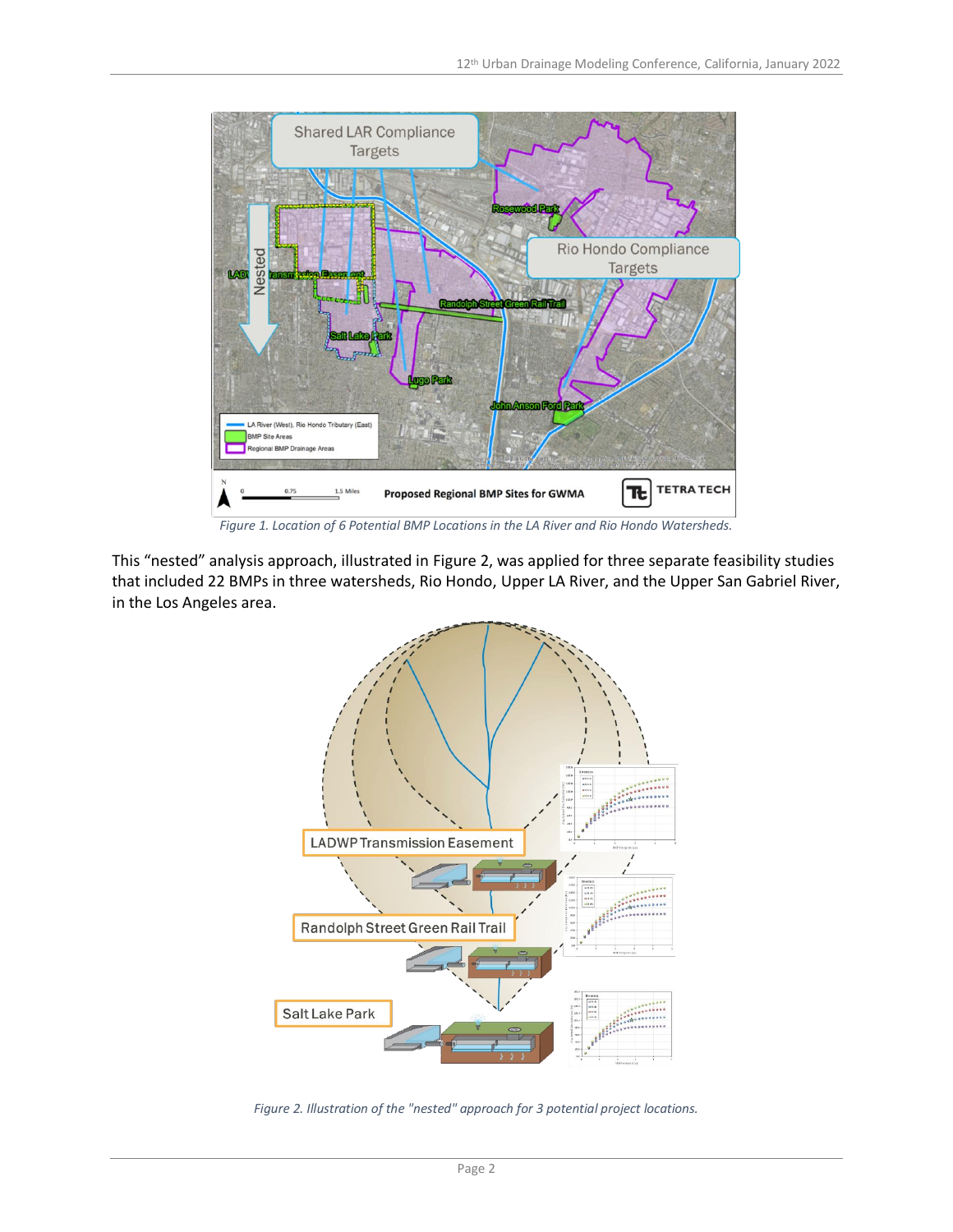*Figure 1. Location of 6 Potential BMP Locations in the LA River and Rio Hondo Watersheds.*

This "nested" analysis approach, illustrated in Figure 2, was applied for three separate feasibility studies that included 22 BMPs in three watersheds, Rio Hondo, Upper LA River, and the Upper San Gabriel River, in the Los Angeles area.

*Figure 2. Illustration of the "nested" approach for 3 potential project locations.*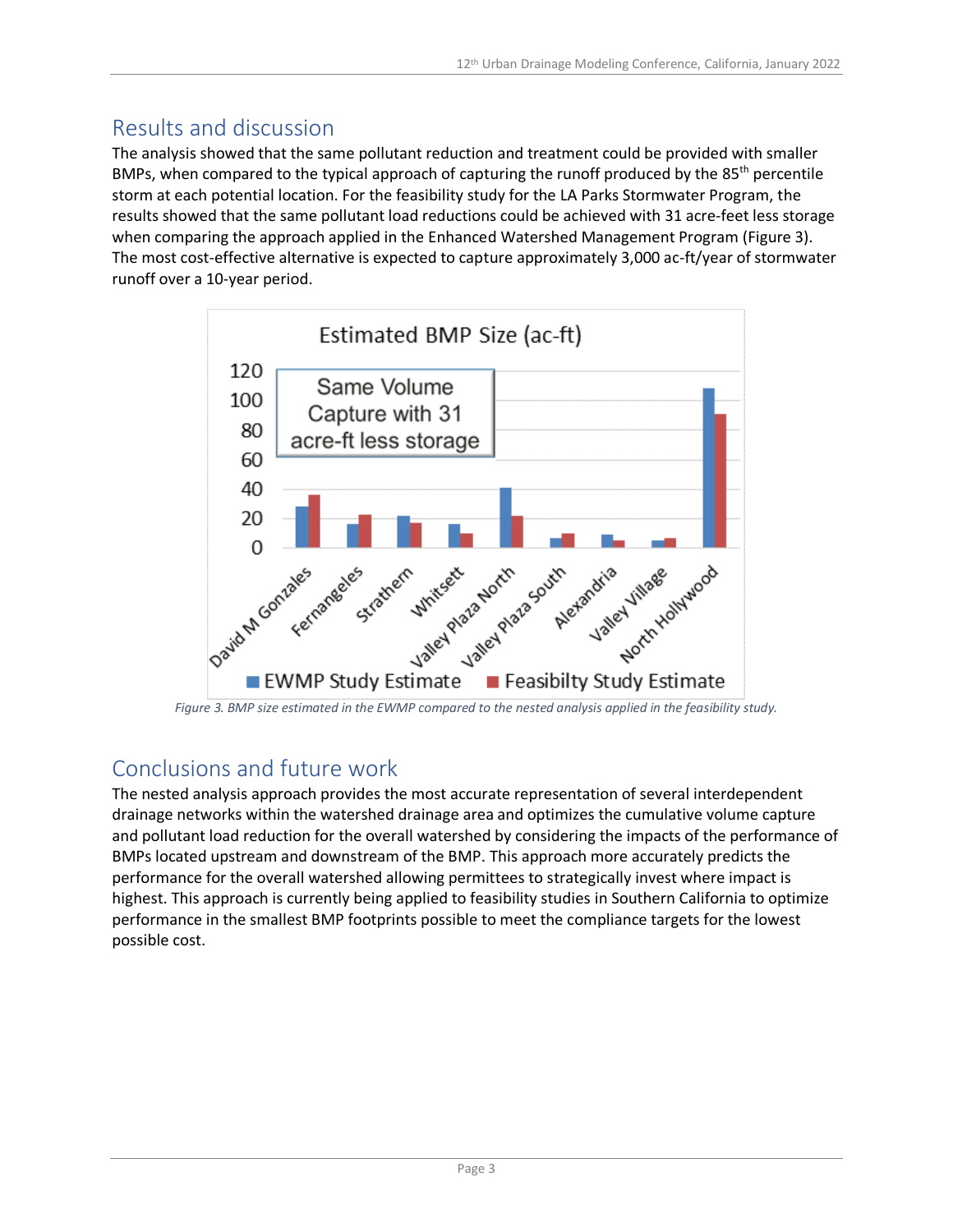## Results and discussion

The analysis showed that the same pollutant reduction and treatment could be provided with smaller BMPs, when compared to the typical approach of capturing the runoff produced by the 85th percentile storm at each potential location. For the feasibility study for the LA Parks Stormwater Program, the results showed that the same pollutant load reductions could be achieved with 31 acre-feet less storage when comparing the approach applied in the Enhanced Watershed Management Program (Figure 3). The most cost-effective alternative is expected to capture approximately 3,000 ac-ft/year of stormwater runoff over a 10-year period.

Estimated BMP Size (ac-ft)

120
100
80
60
40
20
0

Same Volume Capture with 31 acre-ft less storage

David M Gonzales
Fernangeles
Strathern
Whitsett
Valley Plaza North
Valley Plaza South
Alexandria
Valley Village
North Hollywood

EWMP Study Estimate
Feasibilty Study Estimate

*Figure 3. BMP size estimated in the EWMP compared to the nested analysis applied in the feasibility study.*

## Conclusions and future work

The nested analysis approach provides the most accurate representation of several interdependent drainage networks within the watershed drainage area and optimizes the cumulative volume capture and pollutant load reduction for the overall watershed by considering the impacts of the performance of BMPs located upstream and downstream of the BMP. This approach more accurately predicts the performance for the overall watershed allowing permittees to strategically invest where impact is highest. This approach is currently being applied to feasibility studies in Southern California to optimize performance in the smallest BMP footprints possible to meet the compliance targets for the lowest possible cost.